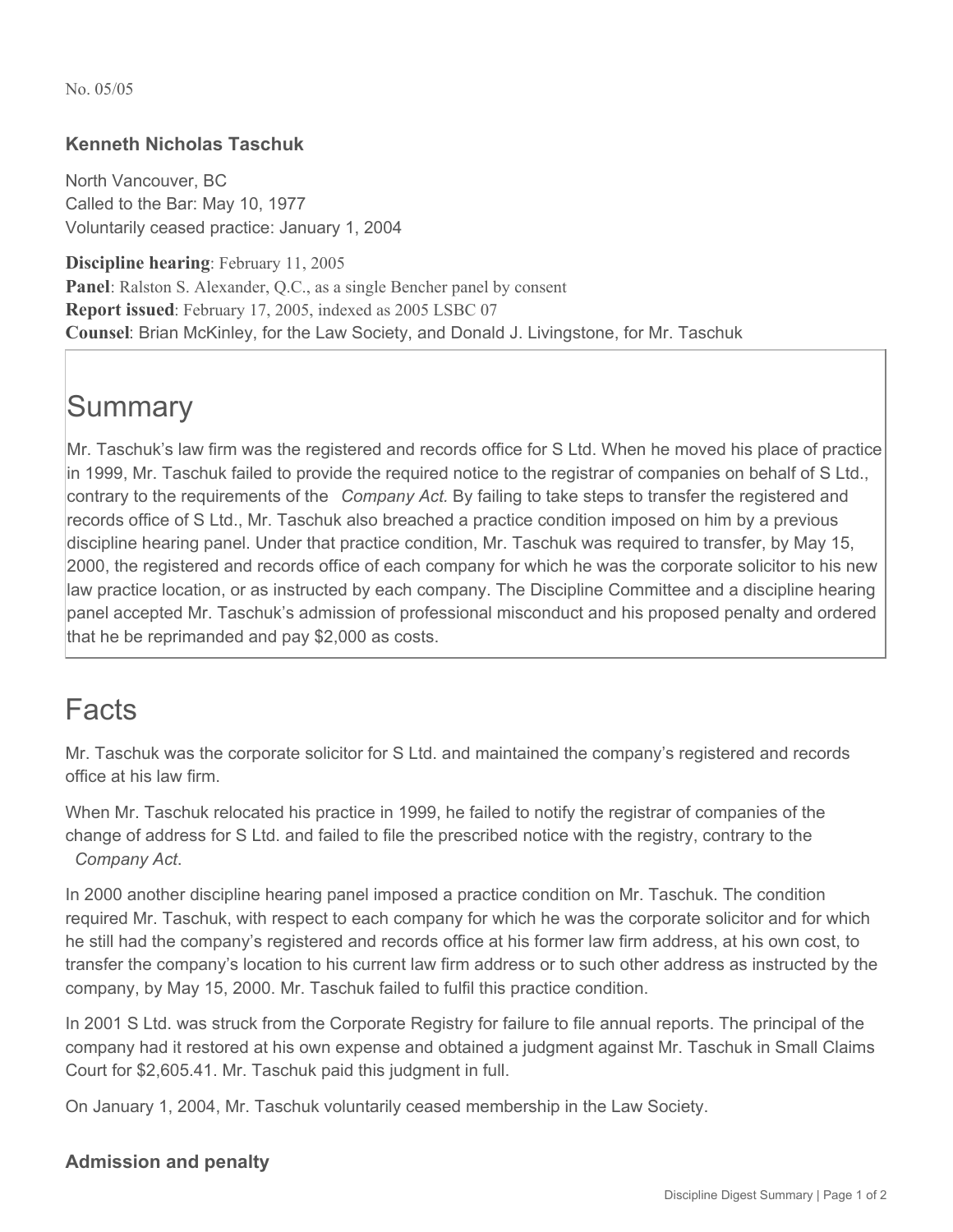No. 05/05

### Kenneth Nicholas Taschuk

North Vancouver, BC
Called to the Bar: May 10, 1977
Voluntarily ceased practice: January 1, 2004

**Discipline hearing**: February 11, 2005
**Panel**: Ralston S. Alexander, Q.C., as a single Bencher panel by consent
**Report issued**: February 17, 2005, indexed as 2005 LSBC 07
**Counsel**: Brian McKinley, for the Law Society, and Donald J. Livingstone, for Mr. Taschuk

## Summary

Mr. Taschuk's law firm was the registered and records office for S Ltd. When he moved his place of practice in 1999, Mr. Taschuk failed to provide the required notice to the registrar of companies on behalf of S Ltd., contrary to the requirements of the *Company Act.* By failing to take steps to transfer the registered and records office of S Ltd., Mr. Taschuk also breached a practice condition imposed on him by a previous discipline hearing panel. Under that practice condition, Mr. Taschuk was required to transfer, by May 15, 2000, the registered and records office of each company for which he was the corporate solicitor to his new law practice location, or as instructed by each company. The Discipline Committee and a discipline hearing panel accepted Mr. Taschuk's admission of professional misconduct and his proposed penalty and ordered that he be reprimanded and pay $2,000 as costs.

## Facts

Mr. Taschuk was the corporate solicitor for S Ltd. and maintained the company's registered and records office at his law firm.

When Mr. Taschuk relocated his practice in 1999, he failed to notify the registrar of companies of the change of address for S Ltd. and failed to file the prescribed notice with the registry, contrary to the *Company Act*.

In 2000 another discipline hearing panel imposed a practice condition on Mr. Taschuk. The condition required Mr. Taschuk, with respect to each company for which he was the corporate solicitor and for which he still had the company's registered and records office at his former law firm address, at his own cost, to transfer the company's location to his current law firm address or to such other address as instructed by the company, by May 15, 2000. Mr. Taschuk failed to fulfil this practice condition.

In 2001 S Ltd. was struck from the Corporate Registry for failure to file annual reports. The principal of the company had it restored at his own expense and obtained a judgment against Mr. Taschuk in Small Claims Court for $2,605.41. Mr. Taschuk paid this judgment in full.

On January 1, 2004, Mr. Taschuk voluntarily ceased membership in the Law Society.

### Admission and penalty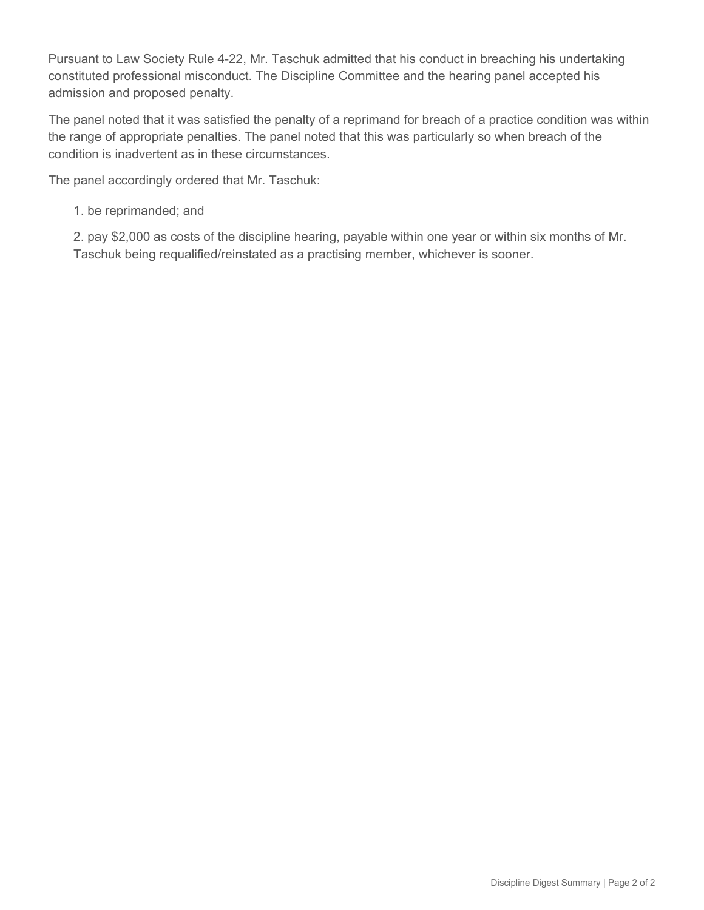Pursuant to Law Society Rule 4-22, Mr. Taschuk admitted that his conduct in breaching his undertaking constituted professional misconduct. The Discipline Committee and the hearing panel accepted his admission and proposed penalty.

The panel noted that it was satisfied the penalty of a reprimand for breach of a practice condition was within the range of appropriate penalties. The panel noted that this was particularly so when breach of the condition is inadvertent as in these circumstances.

The panel accordingly ordered that Mr. Taschuk:

1. be reprimanded; and
2. pay $2,000 as costs of the discipline hearing, payable within one year or within six months of Mr. Taschuk being requalified/reinstated as a practising member, whichever is sooner.